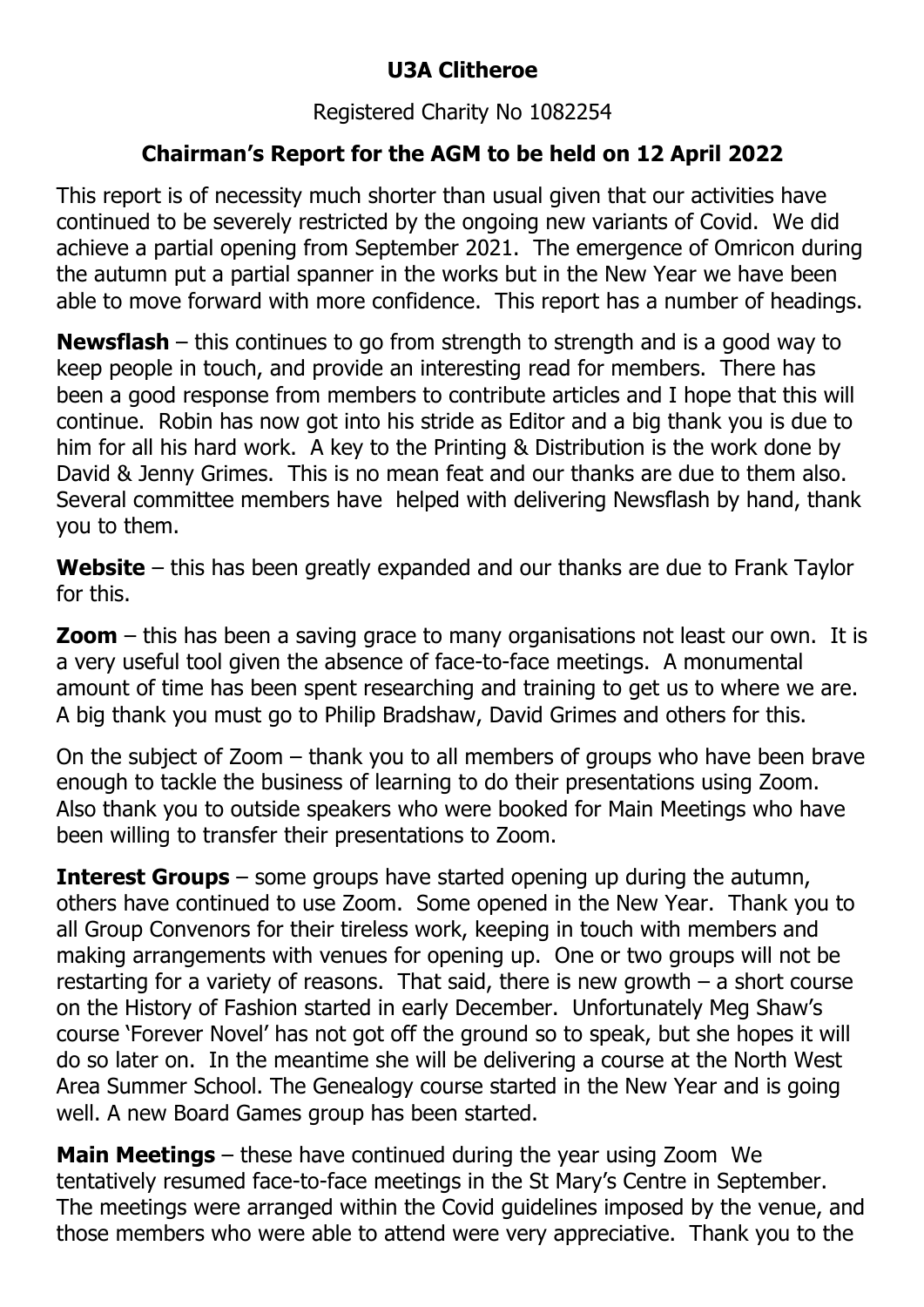# U3A Clitheroe

Registered Charity No 1082254

## Chairman's Report for the AGM to be held on 12 April 2022

This report is of necessity much shorter than usual given that our activities have continued to be severely restricted by the ongoing new variants of Covid. We did achieve a partial opening from September 2021. The emergence of Omricon during the autumn put a partial spanner in the works but in the New Year we have been able to move forward with more confidence. This report has a number of headings.

**Newsflash** – this continues to go from strength to strength and is a good way to keep people in touch, and provide an interesting read for members. There has been a good response from members to contribute articles and I hope that this will continue. Robin has now got into his stride as Editor and a big thank you is due to him for all his hard work. A key to the Printing & Distribution is the work done by David & Jenny Grimes. This is no mean feat and our thanks are due to them also. Several committee members have helped with delivering Newsflash by hand, thank you to them.

**Website** – this has been greatly expanded and our thanks are due to Frank Taylor for this.

**Zoom** – this has been a saving grace to many organisations not least our own. It is a very useful tool given the absence of face-to-face meetings. A monumental amount of time has been spent researching and training to get us to where we are. A big thank you must go to Philip Bradshaw, David Grimes and others for this.

On the subject of Zoom – thank you to all members of groups who have been brave enough to tackle the business of learning to do their presentations using Zoom. Also thank you to outside speakers who were booked for Main Meetings who have been willing to transfer their presentations to Zoom.

**Interest Groups** – some groups have started opening up during the autumn, others have continued to use Zoom. Some opened in the New Year. Thank you to all Group Convenors for their tireless work, keeping in touch with members and making arrangements with venues for opening up. One or two groups will not be restarting for a variety of reasons. That said, there is new growth – a short course on the History of Fashion started in early December. Unfortunately Meg Shaw's course 'Forever Novel' has not got off the ground so to speak, but she hopes it will do so later on. In the meantime she will be delivering a course at the North West Area Summer School. The Genealogy course started in the New Year and is going well. A new Board Games group has been started.

**Main Meetings** – these have continued during the year using Zoom We tentatively resumed face-to-face meetings in the St Mary's Centre in September. The meetings were arranged within the Covid guidelines imposed by the venue, and those members who were able to attend were very appreciative. Thank you to the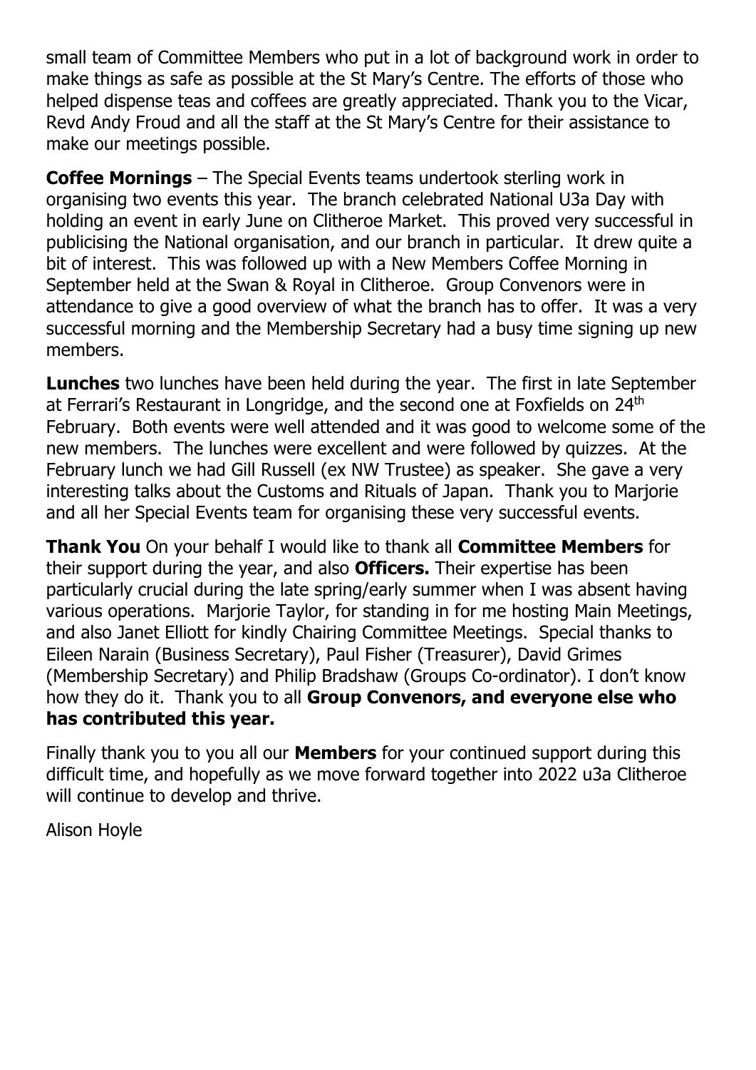small team of Committee Members who put in a lot of background work in order to make things as safe as possible at the St Mary's Centre. The efforts of those who helped dispense teas and coffees are greatly appreciated. Thank you to the Vicar, Revd Andy Froud and all the staff at the St Mary's Centre for their assistance to make our meetings possible.

**Coffee Mornings** – The Special Events teams undertook sterling work in organising two events this year. The branch celebrated National U3a Day with holding an event in early June on Clitheroe Market. This proved very successful in publicising the National organisation, and our branch in particular. It drew quite a bit of interest. This was followed up with a New Members Coffee Morning in September held at the Swan & Royal in Clitheroe. Group Convenors were in attendance to give a good overview of what the branch has to offer. It was a very successful morning and the Membership Secretary had a busy time signing up new members.

**Lunches** two lunches have been held during the year. The first in late September at Ferrari's Restaurant in Longridge, and the second one at Foxfields on 24th February. Both events were well attended and it was good to welcome some of the new members. The lunches were excellent and were followed by quizzes. At the February lunch we had Gill Russell (ex NW Trustee) as speaker. She gave a very interesting talks about the Customs and Rituals of Japan. Thank you to Marjorie and all her Special Events team for organising these very successful events.

**Thank You** On your behalf I would like to thank all **Committee Members** for their support during the year, and also **Officers.** Their expertise has been particularly crucial during the late spring/early summer when I was absent having various operations. Marjorie Taylor, for standing in for me hosting Main Meetings, and also Janet Elliott for kindly Chairing Committee Meetings. Special thanks to Eileen Narain (Business Secretary), Paul Fisher (Treasurer), David Grimes (Membership Secretary) and Philip Bradshaw (Groups Co-ordinator). I don't know how they do it. Thank you to all **Group Convenors, and everyone else who has contributed this year.**

Finally thank you to you all our **Members** for your continued support during this difficult time, and hopefully as we move forward together into 2022 u3a Clitheroe will continue to develop and thrive.

Alison Hoyle